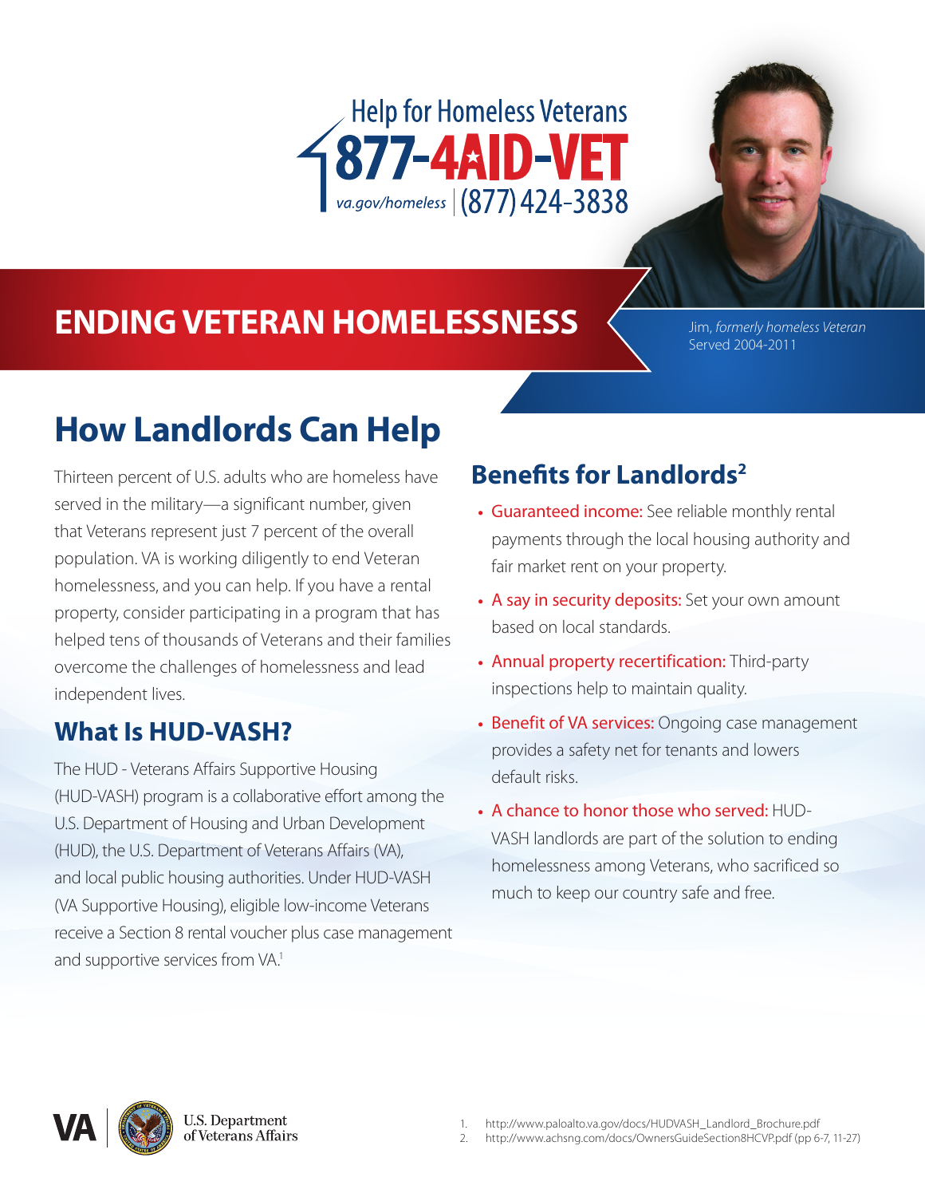Help for Homeless Veterans

**877-4AID-VET**

va.gov/homeless | (877) 424-3838

# ENDING VETERAN HOMELESSNESS

Jim, *formerly homeless Veteran*
Served 2004-2011

## How Landlords Can Help

Thirteen percent of U.S. adults who are homeless have served in the military—a significant number, given that Veterans represent just 7 percent of the overall population. VA is working diligently to end Veteran homelessness, and you can help. If you have a rental property, consider participating in a program that has helped tens of thousands of Veterans and their families overcome the challenges of homelessness and lead independent lives.

### What Is HUD-VASH?

The HUD - Veterans Affairs Supportive Housing (HUD-VASH) program is a collaborative effort among the U.S. Department of Housing and Urban Development (HUD), the U.S. Department of Veterans Affairs (VA), and local public housing authorities. Under HUD-VASH (VA Supportive Housing), eligible low-income Veterans receive a Section 8 rental voucher plus case management and supportive services from VA.[1]

### Benefits for Landlords[2]

- **Guaranteed income:** See reliable monthly rental payments through the local housing authority and fair market rent on your property.
- **A say in security deposits:** Set your own amount based on local standards.
- **Annual property recertification:** Third-party inspections help to maintain quality.
- **Benefit of VA services:** Ongoing case management provides a safety net for tenants and lowers default risks.
- **A chance to honor those who served:** HUD-VASH landlords are part of the solution to ending homelessness among Veterans, who sacrificed so much to keep our country safe and free.

VA | U.S. Department of Veterans Affairs

1. http://www.paloalto.va.gov/docs/HUDVASH_Landlord_Brochure.pdf
2. http://www.achsng.com/docs/OwnersGuideSection8HCVP.pdf (pp 6-7, 11-27)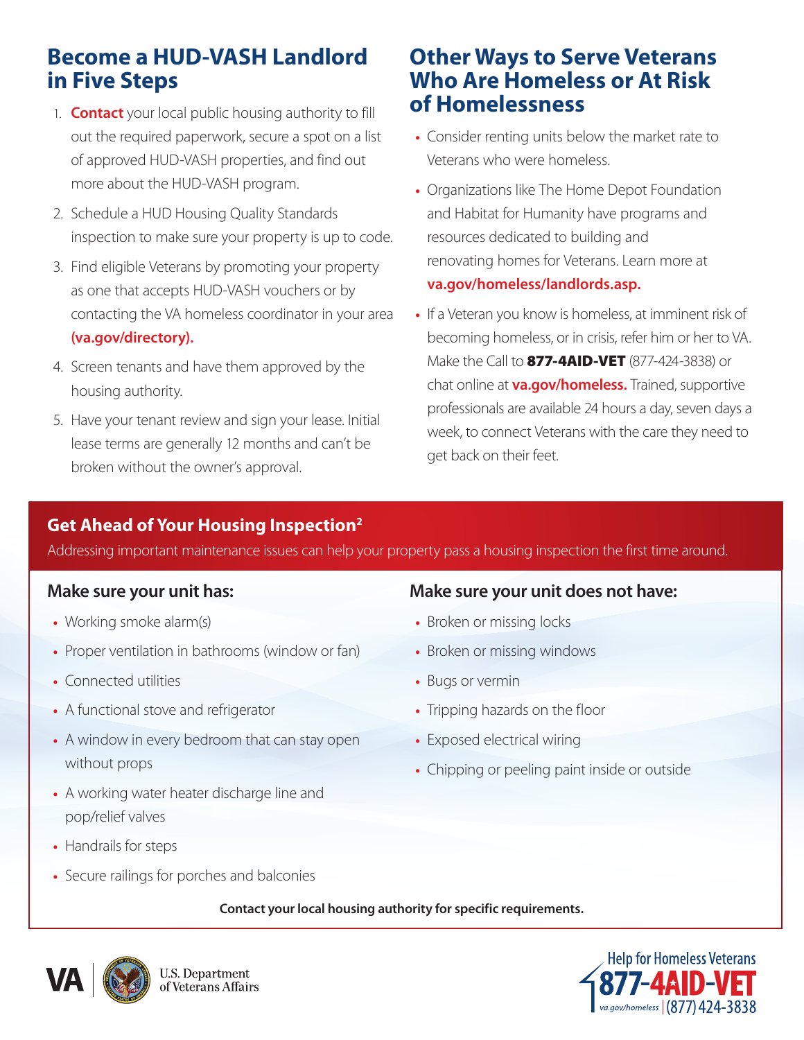## Become a HUD-VASH Landlord in Five Steps

1. **Contact** your local public housing authority to fill out the required paperwork, secure a spot on a list of approved HUD-VASH properties, and find out more about the HUD-VASH program.
2. Schedule a HUD Housing Quality Standards inspection to make sure your property is up to code.
3. Find eligible Veterans by promoting your property as one that accepts HUD-VASH vouchers or by contacting the VA homeless coordinator in your area **(va.gov/directory).**
4. Screen tenants and have them approved by the housing authority.
5. Have your tenant review and sign your lease. Initial lease terms are generally 12 months and can't be broken without the owner's approval.

## Other Ways to Serve Veterans Who Are Homeless or At Risk of Homelessness

- Consider renting units below the market rate to Veterans who were homeless.
- Organizations like The Home Depot Foundation and Habitat for Humanity have programs and resources dedicated to building and renovating homes for Veterans. Learn more at **va.gov/homeless/landlords.asp.**
- If a Veteran you know is homeless, at imminent risk of becoming homeless, or in crisis, refer him or her to VA. Make the Call to **877-4AID-VET** (877-424-3838) or chat online at **va.gov/homeless.** Trained, supportive professionals are available 24 hours a day, seven days a week, to connect Veterans with the care they need to get back on their feet.

### Get Ahead of Your Housing Inspection[2]

Addressing important maintenance issues can help your property pass a housing inspection the first time around.

#### Make sure your unit has:

- Working smoke alarm(s)
- Proper ventilation in bathrooms (window or fan)
- Connected utilities
- A functional stove and refrigerator
- A window in every bedroom that can stay open without props
- A working water heater discharge line and pop/relief valves
- Handrails for steps
- Secure railings for porches and balconies

#### Make sure your unit does not have:

- Broken or missing locks
- Broken or missing windows
- Bugs or vermin
- Tripping hazards on the floor
- Exposed electrical wiring
- Chipping or peeling paint inside or outside

**Contact your local housing authority for specific requirements.**

VA | U.S. Department of Veterans Affairs

Help for Homeless Veterans
877-4AID-VET
va.gov/homeless | (877) 424-3838